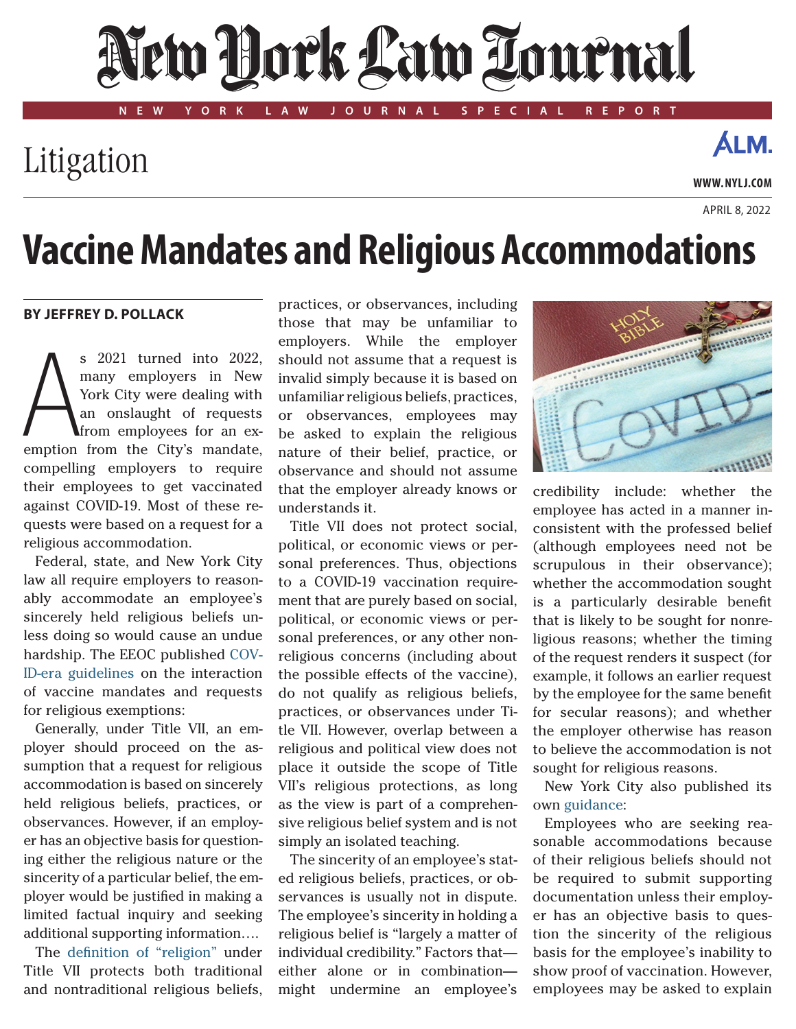# Vaccine Mandates and Religious Accommodations

**BY JEFFREY D. POLLACK**

As 2021 turned into 2022, many employers in New York City were dealing with an onslaught of requests from employees for an exemption from the City's mandate, compelling employers to require their employees to get vaccinated against COVID-19. Most of these requests were based on a request for a religious accommodation.

Federal, state, and New York City law all require employers to reasonably accommodate an employee's sincerely held religious beliefs unless doing so would cause an undue hardship. The EEOC published COVID-era guidelines on the interaction of vaccine mandates and requests for religious exemptions:

Generally, under Title VII, an employer should proceed on the assumption that a request for religious accommodation is based on sincerely held religious beliefs, practices, or observances. However, if an employer has an objective basis for questioning either the religious nature or the sincerity of a particular belief, the employer would be justified in making a limited factual inquiry and seeking additional supporting information….

The definition of "religion" under Title VII protects both traditional and nontraditional religious beliefs, practices, or observances, including those that may be unfamiliar to employers. While the employer should not assume that a request is invalid simply because it is based on unfamiliar religious beliefs, practices, or observances, employees may be asked to explain the religious nature of their belief, practice, or observance and should not assume that the employer already knows or understands it.

Title VII does not protect social, political, or economic views or personal preferences. Thus, objections to a COVID-19 vaccination requirement that are purely based on social, political, or economic views or personal preferences, or any other nonreligious concerns (including about the possible effects of the vaccine), do not qualify as religious beliefs, practices, or observances under Title VII. However, overlap between a religious and political view does not place it outside the scope of Title VII's religious protections, as long as the view is part of a comprehensive religious belief system and is not simply an isolated teaching.

The sincerity of an employee's stated religious beliefs, practices, or observances is usually not in dispute. The employee's sincerity in holding a religious belief is "largely a matter of individual credibility." Factors that—either alone or in combination—might undermine an employee's credibility include: whether the employee has acted in a manner inconsistent with the professed belief (although employees need not be scrupulous in their observance); whether the accommodation sought is a particularly desirable benefit that is likely to be sought for nonreligious reasons; whether the timing of the request renders it suspect (for example, it follows an earlier request by the employee for the same benefit for secular reasons); and whether the employer otherwise has reason to believe the accommodation is not sought for religious reasons.

New York City also published its own guidance:

Employees who are seeking reasonable accommodations because of their religious beliefs should not be required to submit supporting documentation unless their employer has an objective basis to question the sincerity of the religious basis for the employee's inability to show proof of vaccination. However, employees may be asked to explain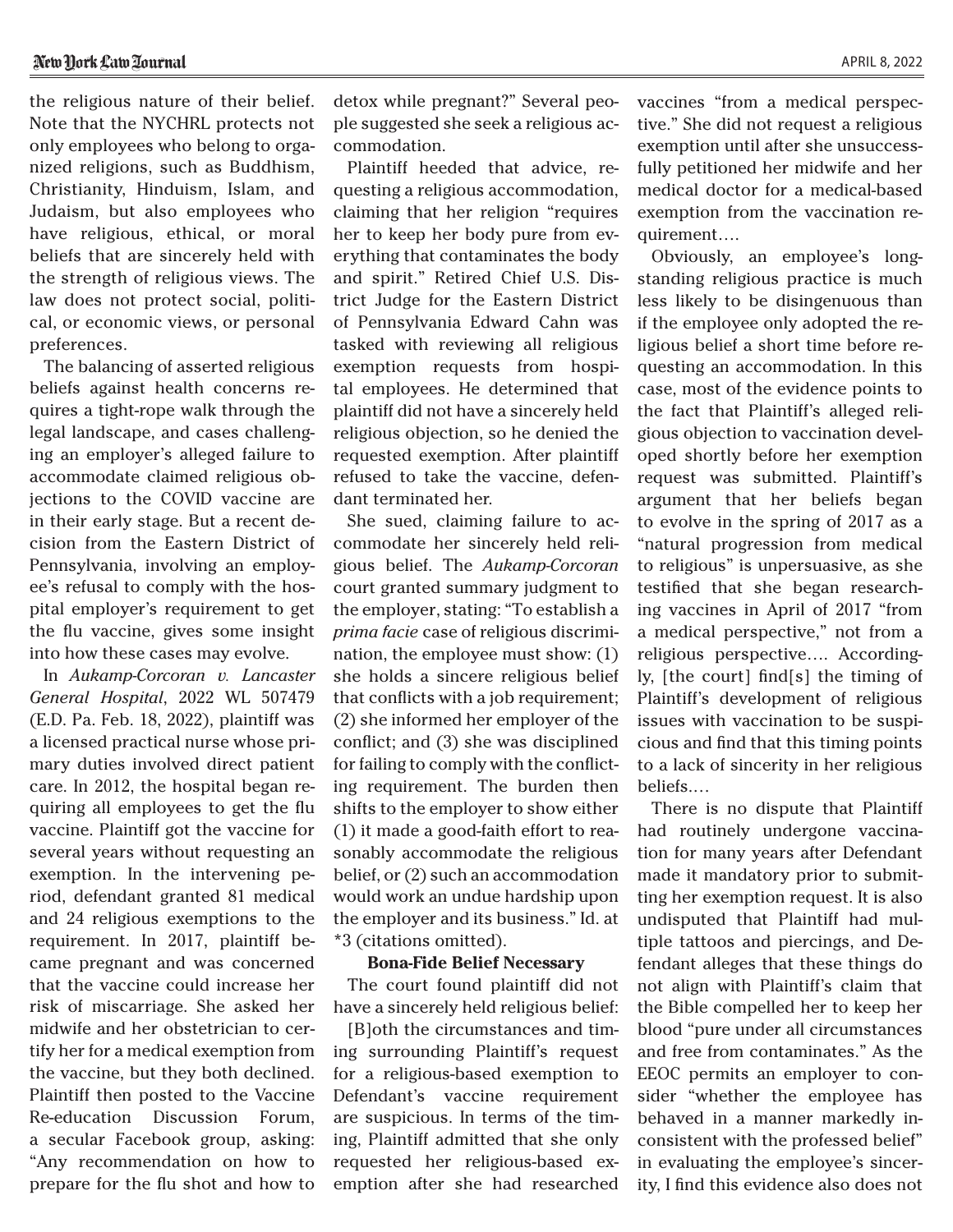the religious nature of their belief. Note that the NYCHRL protects not only employees who belong to organized religions, such as Buddhism, Christianity, Hinduism, Islam, and Judaism, but also employees who have religious, ethical, or moral beliefs that are sincerely held with the strength of religious views. The law does not protect social, political, or economic views, or personal preferences.

The balancing of asserted religious beliefs against health concerns requires a tight-rope walk through the legal landscape, and cases challenging an employer's alleged failure to accommodate claimed religious objections to the COVID vaccine are in their early stage. But a recent decision from the Eastern District of Pennsylvania, involving an employee's refusal to comply with the hospital employer's requirement to get the flu vaccine, gives some insight into how these cases may evolve.

In *Aukamp-Corcoran v. Lancaster General Hospital*, 2022 WL 507479 (E.D. Pa. Feb. 18, 2022), plaintiff was a licensed practical nurse whose primary duties involved direct patient care. In 2012, the hospital began requiring all employees to get the flu vaccine. Plaintiff got the vaccine for several years without requesting an exemption. In the intervening period, defendant granted 81 medical and 24 religious exemptions to the requirement. In 2017, plaintiff became pregnant and was concerned that the vaccine could increase her risk of miscarriage. She asked her midwife and her obstetrician to certify her for a medical exemption from the vaccine, but they both declined. Plaintiff then posted to the Vaccine Re-education Discussion Forum, a secular Facebook group, asking: "Any recommendation on how to prepare for the flu shot and how to detox while pregnant?" Several people suggested she seek a religious accommodation.

Plaintiff heeded that advice, requesting a religious accommodation, claiming that her religion "requires her to keep her body pure from everything that contaminates the body and spirit." Retired Chief U.S. District Judge for the Eastern District of Pennsylvania Edward Cahn was tasked with reviewing all religious exemption requests from hospital employees. He determined that plaintiff did not have a sincerely held religious objection, so he denied the requested exemption. After plaintiff refused to take the vaccine, defendant terminated her.

She sued, claiming failure to accommodate her sincerely held religious belief. The *Aukamp-Corcoran* court granted summary judgment to the employer, stating: "To establish a *prima facie* case of religious discrimination, the employee must show: (1) she holds a sincere religious belief that conflicts with a job requirement; (2) she informed her employer of the conflict; and (3) she was disciplined for failing to comply with the conflicting requirement. The burden then shifts to the employer to show either (1) it made a good-faith effort to reasonably accommodate the religious belief, or (2) such an accommodation would work an undue hardship upon the employer and its business." Id. at *3 (citations omitted).

**Bona-Fide Belief Necessary**

The court found plaintiff did not have a sincerely held religious belief:

[B]oth the circumstances and timing surrounding Plaintiff's request for a religious-based exemption to Defendant's vaccine requirement are suspicious. In terms of the timing, Plaintiff admitted that she only requested her religious-based exemption after she had researched vaccines "from a medical perspective." She did not request a religious exemption until after she unsuccessfully petitioned her midwife and her medical doctor for a medical-based exemption from the vaccination requirement….

Obviously, an employee's longstanding religious practice is much less likely to be disingenuous than if the employee only adopted the religious belief a short time before requesting an accommodation. In this case, most of the evidence points to the fact that Plaintiff's alleged religious objection to vaccination developed shortly before her exemption request was submitted. Plaintiff's argument that her beliefs began to evolve in the spring of 2017 as a "natural progression from medical to religious" is unpersuasive, as she testified that she began researching vaccines in April of 2017 "from a medical perspective," not from a religious perspective…. Accordingly, [the court] find[s] the timing of Plaintiff's development of religious issues with vaccination to be suspicious and find that this timing points to a lack of sincerity in her religious beliefs.…

There is no dispute that Plaintiff had routinely undergone vaccination for many years after Defendant made it mandatory prior to submitting her exemption request. It is also undisputed that Plaintiff had multiple tattoos and piercings, and Defendant alleges that these things do not align with Plaintiff's claim that the Bible compelled her to keep her blood "pure under all circumstances and free from contaminates." As the EEOC permits an employer to consider "whether the employee has behaved in a manner markedly inconsistent with the professed belief" in evaluating the employee's sincerity, I find this evidence also does not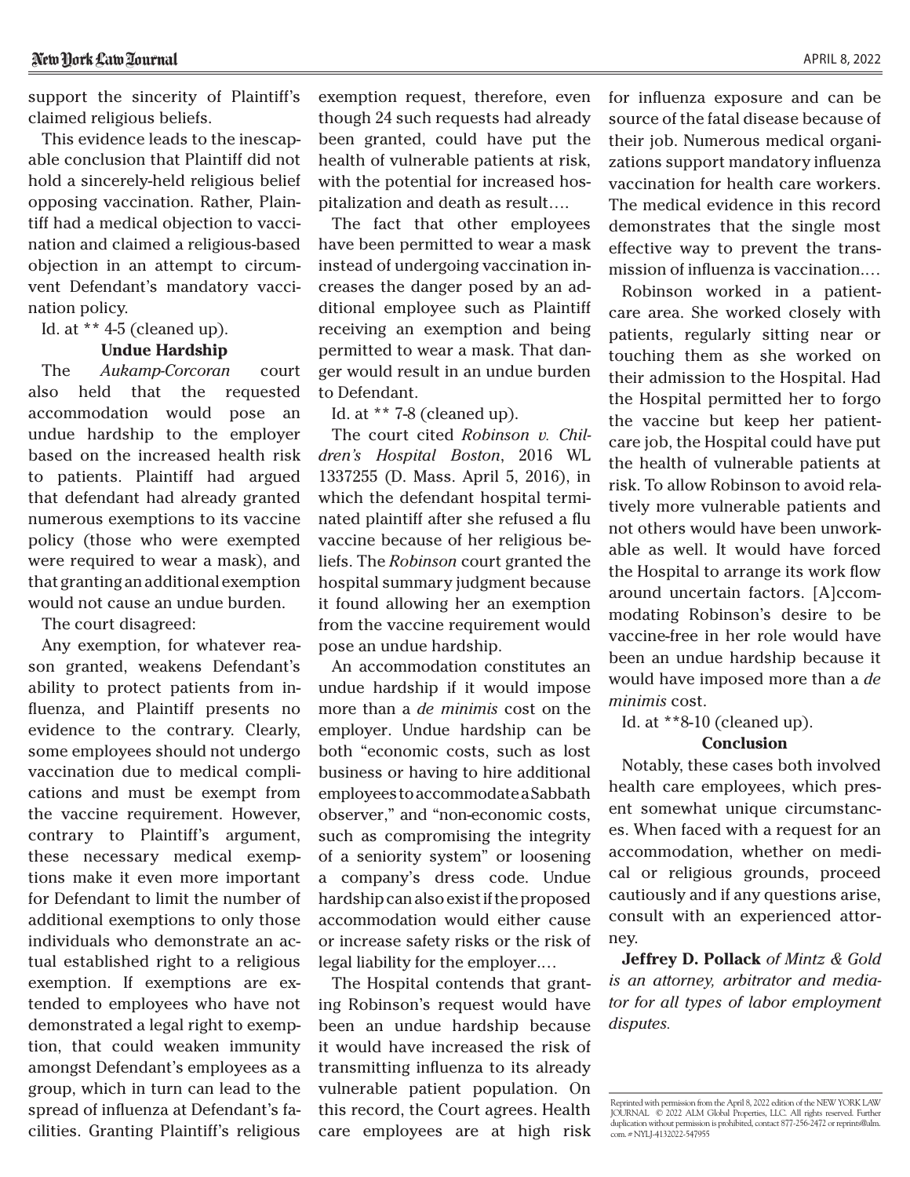support the sincerity of Plaintiff's claimed religious beliefs.

This evidence leads to the inescapable conclusion that Plaintiff did not hold a sincerely-held religious belief opposing vaccination. Rather, Plaintiff had a medical objection to vaccination and claimed a religious-based objection in an attempt to circumvent Defendant's mandatory vaccination policy.

Id. at ** 4-5 (cleaned up).

### Undue Hardship

The *Aukamp-Corcoran* court also held that the requested accommodation would pose an undue hardship to the employer based on the increased health risk to patients. Plaintiff had argued that defendant had already granted numerous exemptions to its vaccine policy (those who were exempted were required to wear a mask), and that granting an additional exemption would not cause an undue burden.

The court disagreed:

Any exemption, for whatever reason granted, weakens Defendant's ability to protect patients from influenza, and Plaintiff presents no evidence to the contrary. Clearly, some employees should not undergo vaccination due to medical complications and must be exempt from the vaccine requirement. However, contrary to Plaintiff's argument, these necessary medical exemptions make it even more important for Defendant to limit the number of additional exemptions to only those individuals who demonstrate an actual established right to a religious exemption. If exemptions are extended to employees who have not demonstrated a legal right to exemption, that could weaken immunity amongst Defendant's employees as a group, which in turn can lead to the spread of influenza at Defendant's facilities. Granting Plaintiff's religious exemption request, therefore, even though 24 such requests had already been granted, could have put the health of vulnerable patients at risk, with the potential for increased hospitalization and death as result….

The fact that other employees have been permitted to wear a mask instead of undergoing vaccination increases the danger posed by an additional employee such as Plaintiff receiving an exemption and being permitted to wear a mask. That danger would result in an undue burden to Defendant.

Id. at ** 7-8 (cleaned up).

The court cited *Robinson v. Children's Hospital Boston*, 2016 WL 1337255 (D. Mass. April 5, 2016), in which the defendant hospital terminated plaintiff after she refused a flu vaccine because of her religious beliefs. The *Robinson* court granted the hospital summary judgment because it found allowing her an exemption from the vaccine requirement would pose an undue hardship.

An accommodation constitutes an undue hardship if it would impose more than a *de minimis* cost on the employer. Undue hardship can be both "economic costs, such as lost business or having to hire additional employees to accommodate a Sabbath observer," and "non-economic costs, such as compromising the integrity of a seniority system" or loosening a company's dress code. Undue hardship can also exist if the proposed accommodation would either cause or increase safety risks or the risk of legal liability for the employer.…

The Hospital contends that granting Robinson's request would have been an undue hardship because it would have increased the risk of transmitting influenza to its already vulnerable patient population. On this record, the Court agrees. Health care employees are at high risk for influenza exposure and can be source of the fatal disease because of their job. Numerous medical organizations support mandatory influenza vaccination for health care workers. The medical evidence in this record demonstrates that the single most effective way to prevent the transmission of influenza is vaccination.…

Robinson worked in a patient-care area. She worked closely with patients, regularly sitting near or touching them as she worked on their admission to the Hospital. Had the Hospital permitted her to forgo the vaccine but keep her patient-care job, the Hospital could have put the health of vulnerable patients at risk. To allow Robinson to avoid relatively more vulnerable patients and not others would have been unworkable as well. It would have forced the Hospital to arrange its work flow around uncertain factors. [A]ccommodating Robinson's desire to be vaccine-free in her role would have been an undue hardship because it would have imposed more than a *de minimis* cost.

Id. at **8-10 (cleaned up).

### Conclusion

Notably, these cases both involved health care employees, which present somewhat unique circumstances. When faced with a request for an accommodation, whether on medical or religious grounds, proceed cautiously and if any questions arise, consult with an experienced attorney.

**Jeffrey D. Pollack** *of Mintz & Gold is an attorney, arbitrator and mediator for all types of labor employment disputes.*

Reprinted with permission from the April 8, 2022 edition of the NEW YORK LAW JOURNAL © 2022 ALM Global Properties, LLC. All rights reserved. Further duplication without permission is prohibited, contact 877-256-2472 or reprints@alm.com. # NYLJ-4132022-547955